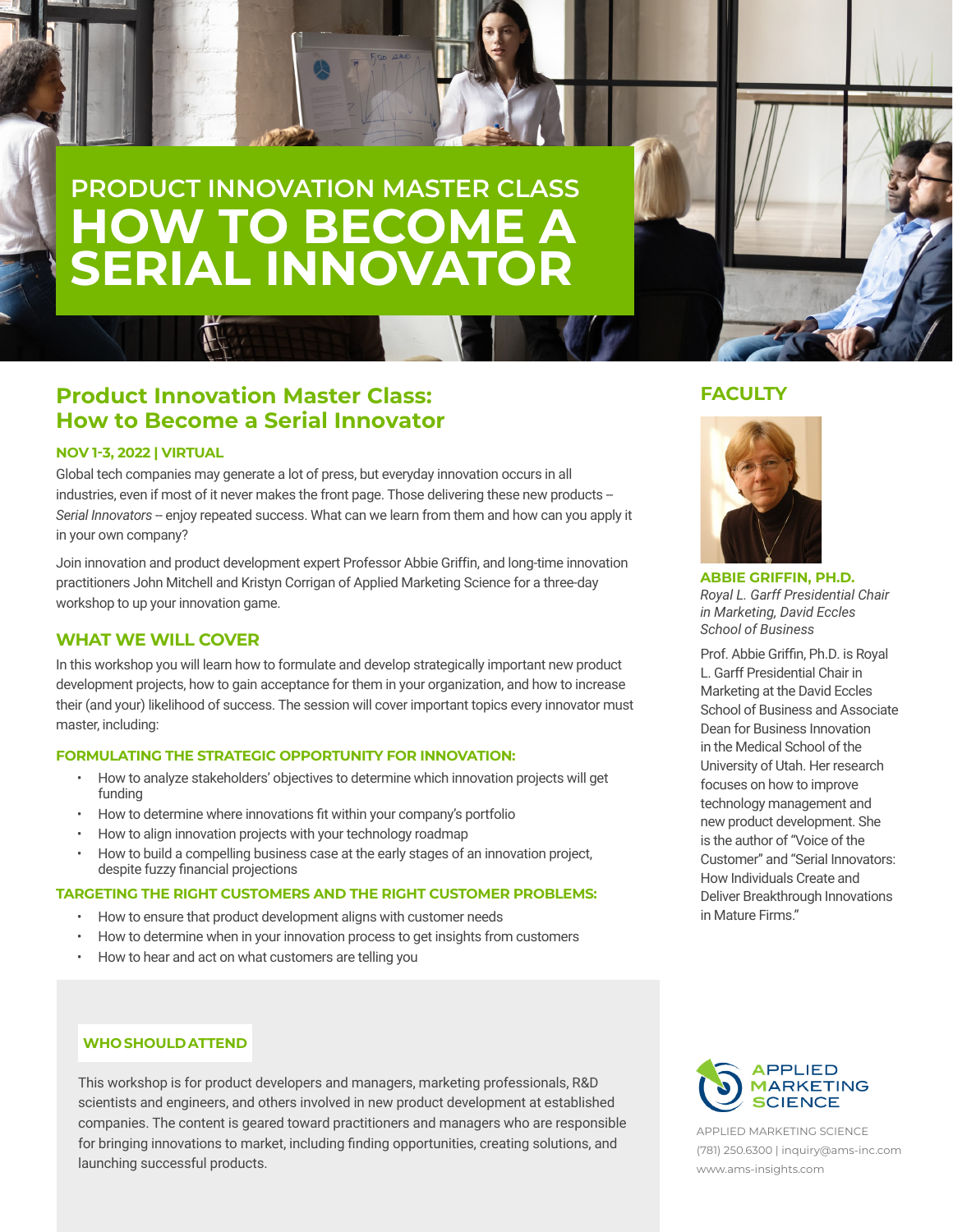# PRODUCT INNOVATION MASTER CLASS
# HOW TO BECOME A SERIAL INNOVATOR

## Product Innovation Master Class: How to Become a Serial Innovator

**NOV 1-3, 2022 | VIRTUAL**

Global tech companies may generate a lot of press, but everyday innovation occurs in all industries, even if most of it never makes the front page. Those delivering these new products – *Serial Innovators* – enjoy repeated success. What can we learn from them and how can you apply it in your own company?

Join innovation and product development expert Professor Abbie Griffin, and long-time innovation practitioners John Mitchell and Kristyn Corrigan of Applied Marketing Science for a three-day workshop to up your innovation game.

## WHAT WE WILL COVER

In this workshop you will learn how to formulate and develop strategically important new product development projects, how to gain acceptance for them in your organization, and how to increase their (and your) likelihood of success. The session will cover important topics every innovator must master, including:

### FORMULATING THE STRATEGIC OPPORTUNITY FOR INNOVATION:

- How to analyze stakeholders' objectives to determine which innovation projects will get funding
- How to determine where innovations fit within your company's portfolio
- How to align innovation projects with your technology roadmap
- How to build a compelling business case at the early stages of an innovation project, despite fuzzy financial projections

### TARGETING THE RIGHT CUSTOMERS AND THE RIGHT CUSTOMER PROBLEMS:

- How to ensure that product development aligns with customer needs
- How to determine when in your innovation process to get insights from customers
- How to hear and act on what customers are telling you

## WHO SHOULD ATTEND

This workshop is for product developers and managers, marketing professionals, R&D scientists and engineers, and others involved in new product development at established companies. The content is geared toward practitioners and managers who are responsible for bringing innovations to market, including finding opportunities, creating solutions, and launching successful products.

## FACULTY

**ABBIE GRIFFIN, PH.D.**
*Royal L. Garff Presidential Chair in Marketing, David Eccles School of Business*

Prof. Abbie Griffin, Ph.D. is Royal L. Garff Presidential Chair in Marketing at the David Eccles School of Business and Associate Dean for Business Innovation in the Medical School of the University of Utah. Her research focuses on how to improve technology management and new product development. She is the author of "Voice of the Customer" and "Serial Innovators: How Individuals Create and Deliver Breakthrough Innovations in Mature Firms."

APPLIED MARKETING SCIENCE

APPLIED MARKETING SCIENCE
(781) 250.6300 | inquiry@ams-inc.com
www.ams-insights.com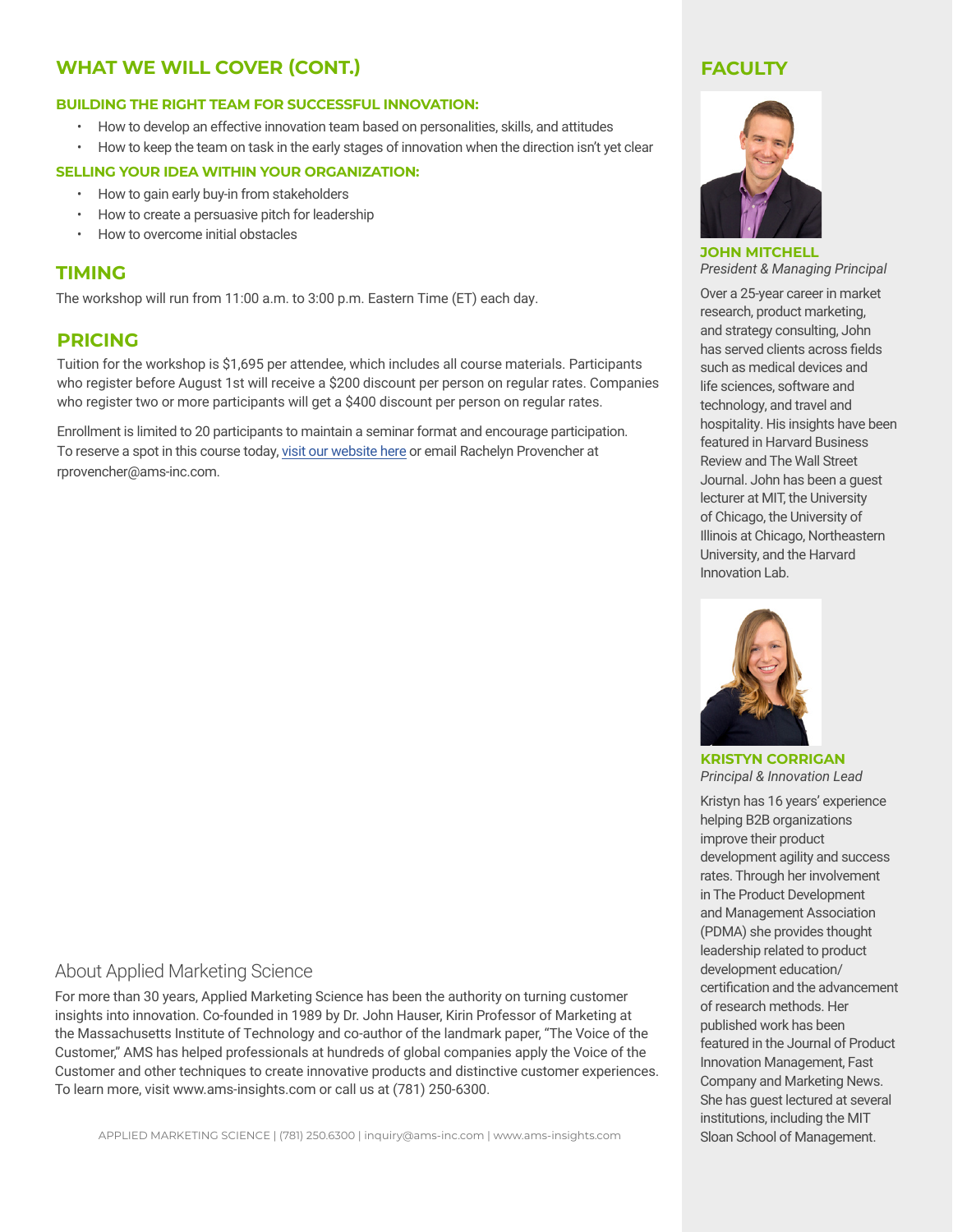## WHAT WE WILL COVER (CONT.)

### BUILDING THE RIGHT TEAM FOR SUCCESSFUL INNOVATION:

- How to develop an effective innovation team based on personalities, skills, and attitudes
- How to keep the team on task in the early stages of innovation when the direction isn't yet clear

### SELLING YOUR IDEA WITHIN YOUR ORGANIZATION:

- How to gain early buy-in from stakeholders
- How to create a persuasive pitch for leadership
- How to overcome initial obstacles

## TIMING

The workshop will run from 11:00 a.m. to 3:00 p.m. Eastern Time (ET) each day.

## PRICING

Tuition for the workshop is $1,695 per attendee, which includes all course materials. Participants who register before August 1st will receive a $200 discount per person on regular rates. Companies who register two or more participants will get a $400 discount per person on regular rates.

Enrollment is limited to 20 participants to maintain a seminar format and encourage participation. To reserve a spot in this course today, visit our website here or email Rachelyn Provencher at rprovencher@ams-inc.com.

## FACULTY

**JOHN MITCHELL**
*President & Managing Principal*

Over a 25-year career in market research, product marketing, and strategy consulting, John has served clients across fields such as medical devices and life sciences, software and technology, and travel and hospitality. His insights have been featured in Harvard Business Review and The Wall Street Journal. John has been a guest lecturer at MIT, the University of Chicago, the University of Illinois at Chicago, Northeastern University, and the Harvard Innovation Lab.

**KRISTYN CORRIGAN**
*Principal & Innovation Lead*

Kristyn has 16 years' experience helping B2B organizations improve their product development agility and success rates. Through her involvement in The Product Development and Management Association (PDMA) she provides thought leadership related to product development education/certification and the advancement of research methods. Her published work has been featured in the Journal of Product Innovation Management, Fast Company and Marketing News. She has guest lectured at several institutions, including the MIT Sloan School of Management.

## About Applied Marketing Science

For more than 30 years, Applied Marketing Science has been the authority on turning customer insights into innovation. Co-founded in 1989 by Dr. John Hauser, Kirin Professor of Marketing at the Massachusetts Institute of Technology and co-author of the landmark paper, "The Voice of the Customer," AMS has helped professionals at hundreds of global companies apply the Voice of the Customer and other techniques to create innovative products and distinctive customer experiences. To learn more, visit www.ams-insights.com or call us at (781) 250-6300.

APPLIED MARKETING SCIENCE | (781) 250.6300 | inquiry@ams-inc.com | www.ams-insights.com